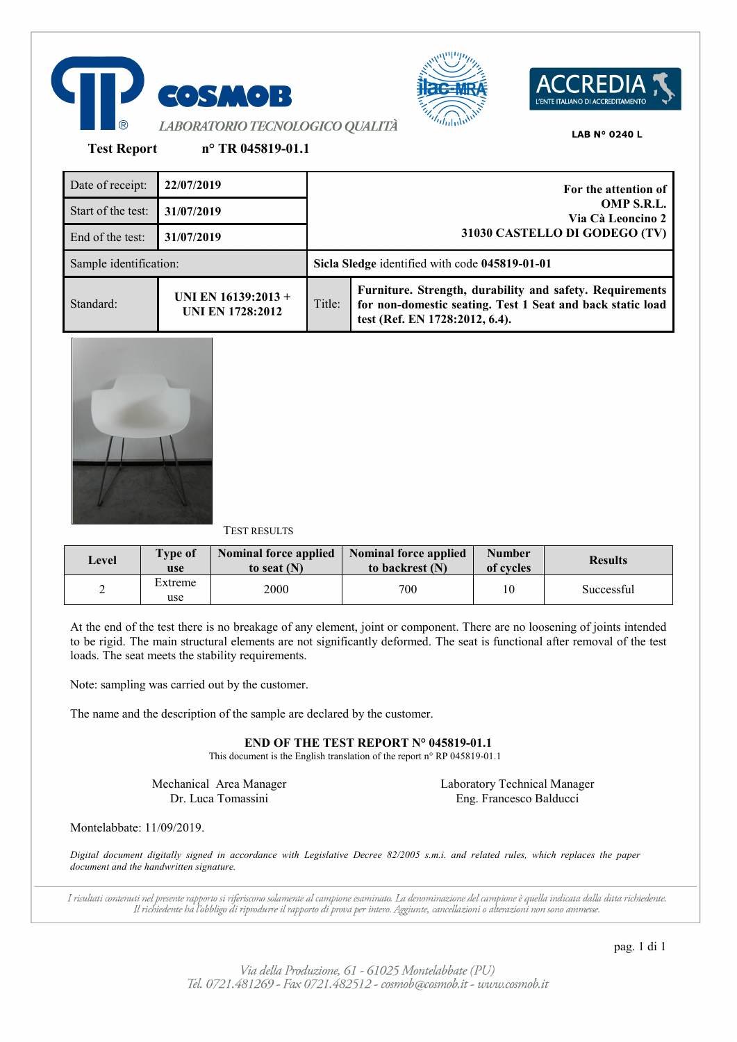COSMOB

*LABORATORIO TECNOLOGICO QUALITÀ*

LAB N° 0240 L

**Test Report** **n° TR 045819-01.1**

| Date of receipt: | **22/07/2019** | **For the attention of OMP S.R.L. Via Cà Leoncino 2 31030 CASTELLO DI GODEGO (TV)** | |
|---|---|---|---|
| Start of the test: | **31/07/2019** | | |
| End of the test: | **31/07/2019** | | |
| Sample identification: | | **Sicla Sledge** identified with code **045819-01-01** | |
| Standard: | **UNI EN 16139:2013 + UNI EN 1728:2012** | Title: | **Furniture. Strength, durability and safety. Requirements for non-domestic seating. Test 1 Seat and back static load test (Ref. EN 1728:2012, 6.4).** |

TEST RESULTS

| Level | Type of use | Nominal force applied to seat (N) | Nominal force applied to backrest (N) | Number of cycles | Results |
|---|---|---|---|---|---|
| 2 | Extreme use | 2000 | 700 | 10 | Successful |

At the end of the test there is no breakage of any element, joint or component. There are no loosening of joints intended to be rigid. The main structural elements are not significantly deformed. The seat is functional after removal of the test loads. The seat meets the stability requirements.

Note: sampling was carried out by the customer.

The name and the description of the sample are declared by the customer.

**END OF THE TEST REPORT N° 045819-01.1**

This document is the English translation of the report n° RP 045819-01.1

Mechanical Area Manager
Dr. Luca Tomassini

Laboratory Technical Manager
Eng. Francesco Balducci

Montelabbate: 11/09/2019.

*Digital document digitally signed in accordance with Legislative Decree 82/2005 s.m.i. and related rules, which replaces the paper document and the handwritten signature.*

*I risultati contenuti nel presente rapporto si riferiscono solamente al campione esaminato. La denominazione del campione è quella indicata dalla ditta richiedente. Il richiedente ha l'obbligo di riprodurre il rapporto di prova per intero. Aggiunte, cancellazioni o alterazioni non sono ammesse.*

*Via della Produzione, 61 - 61025 Montelabbate (PU)*
*Tel. 0721.481269 - Fax 0721.482512 - cosmob@cosmob.it - www.cosmob.it*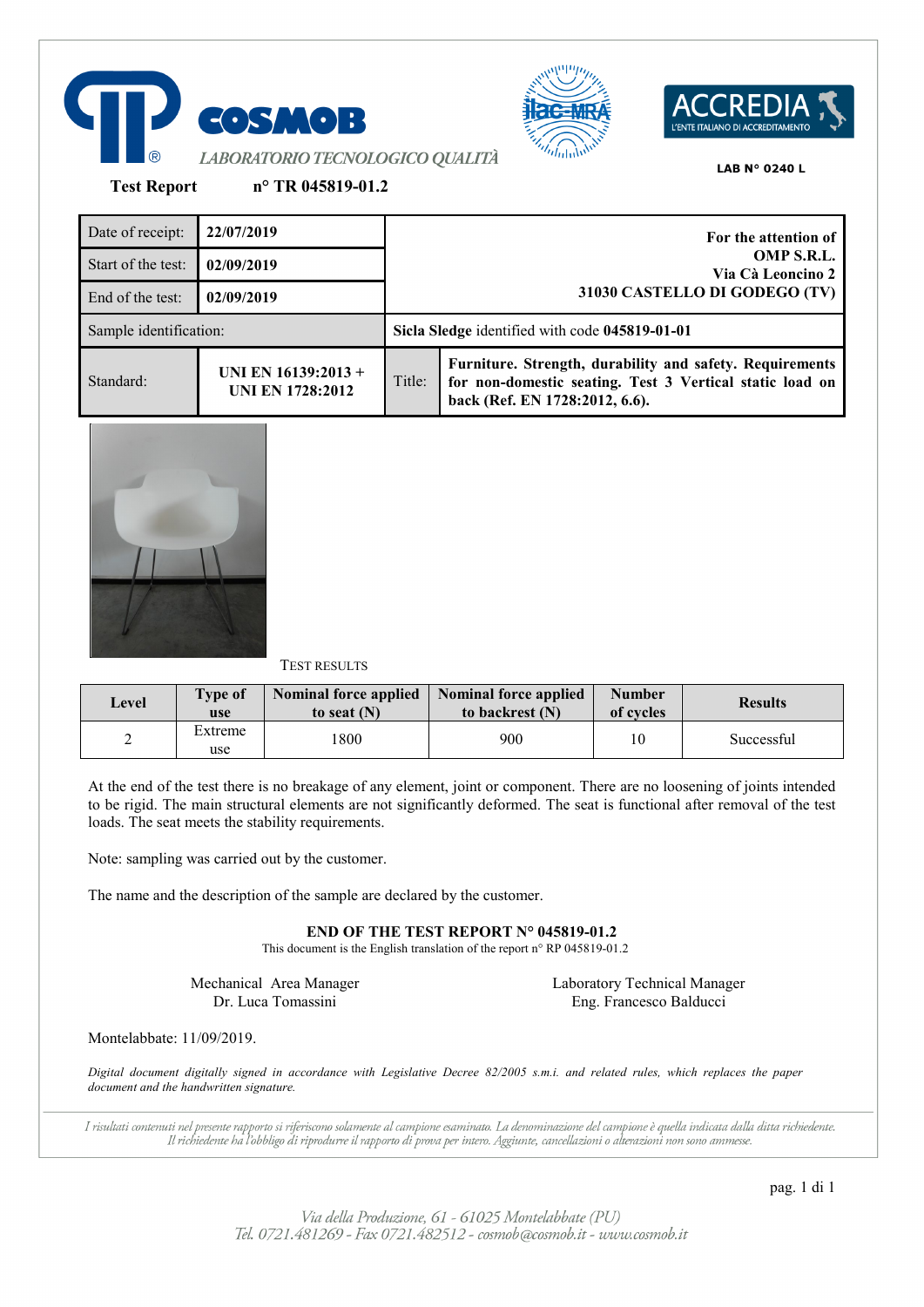**COSMOB**

*LABORATORIO TECNOLOGICO QUALITÀ*

LAB N° 0240 L

**Test Report n° TR 045819-01.2**

| Date of receipt: | **22/07/2019** | **For the attention of OMP S.R.L. Via Cà Leoncino 2 31030 CASTELLO DI GODEGO (TV)** | |
|---|---|---|---|
| Start of the test: | **02/09/2019** | | |
| End of the test: | **02/09/2019** | | |
| Sample identification: | | **Sicla Sledge** identified with code **045819-01-01** | |
| Standard: | **UNI EN 16139:2013 + UNI EN 1728:2012** | Title: | **Furniture. Strength, durability and safety. Requirements for non-domestic seating. Test 3 Vertical static load on back (Ref. EN 1728:2012, 6.6).** |

TEST RESULTS

| Level | Type of use | Nominal force applied to seat (N) | Nominal force applied to backrest (N) | Number of cycles | Results |
|---|---|---|---|---|---|
| 2 | Extreme use | 1800 | 900 | 10 | Successful |

At the end of the test there is no breakage of any element, joint or component. There are no loosening of joints intended to be rigid. The main structural elements are not significantly deformed. The seat is functional after removal of the test loads. The seat meets the stability requirements.

Note: sampling was carried out by the customer.

The name and the description of the sample are declared by the customer.

**END OF THE TEST REPORT N° 045819-01.2**

This document is the English translation of the report n° RP 045819-01.2

Mechanical Area Manager
Dr. Luca Tomassini

Laboratory Technical Manager
Eng. Francesco Balducci

Montelabbate: 11/09/2019.

*Digital document digitally signed in accordance with Legislative Decree 82/2005 s.m.i. and related rules, which replaces the paper document and the handwritten signature.*

*I risultati contenuti nel presente rapporto si riferiscono solamente al campione esaminato. La denominazione del campione è quella indicata dalla ditta richiedente. Il richiedente ha l'obbligo di riprodurre il rapporto di prova per intero. Aggiunte, cancellazioni o alterazioni non sono ammesse.*

*Via della Produzione, 61 - 61025 Montelabbate (PU)*
*Tel. 0721.481269 - Fax 0721.482512 - cosmob@cosmob.it - www.cosmob.it*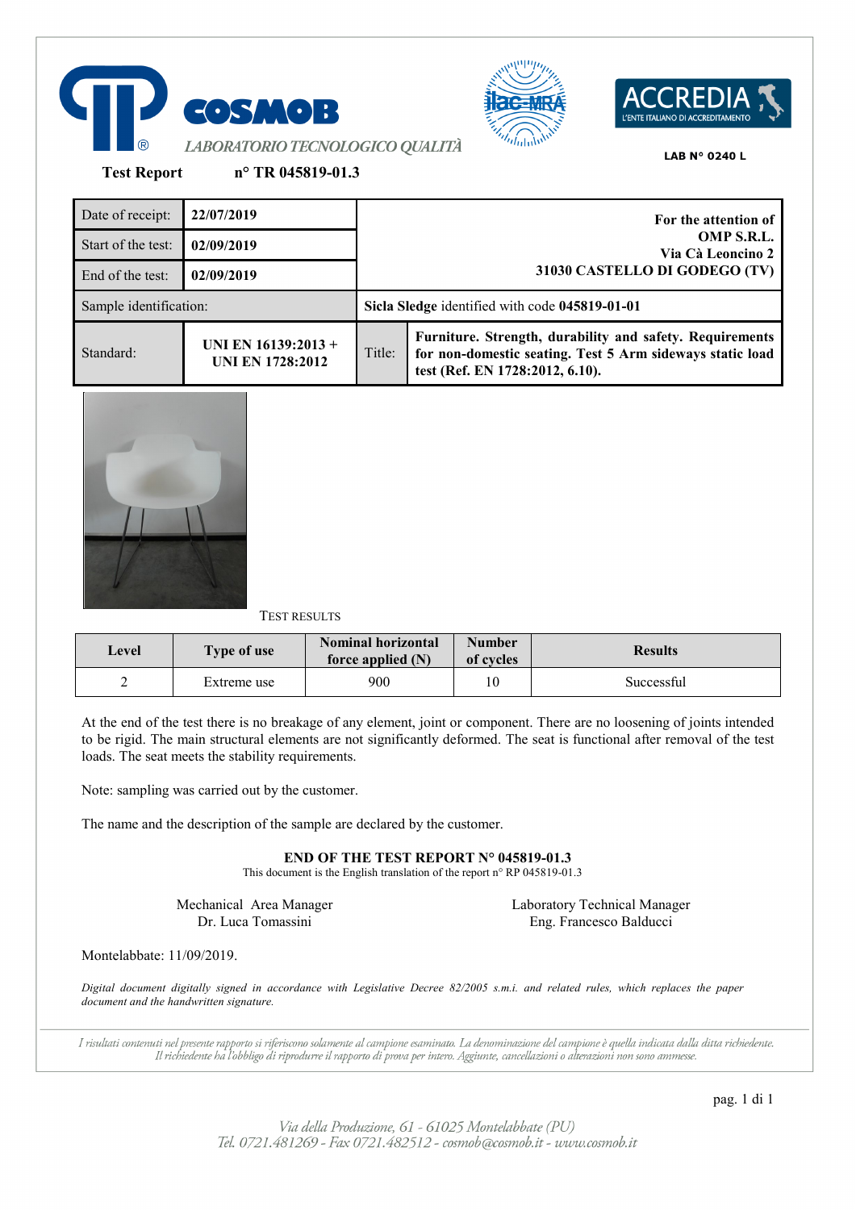COSMOB

*LABORATORIO TECNOLOGICO QUALITÀ*

LAB N° 0240 L

**Test Report** **n° TR 045819-01.3**

| Date of receipt: | **22/07/2019** | **For the attention of OMP S.R.L. Via Cà Leoncino 2 31030 CASTELLO DI GODEGO (TV)** | |
|---|---|---|---|
| Start of the test: | **02/09/2019** | | |
| End of the test: | **02/09/2019** | | |
| Sample identification: | | **Sicla Sledge** identified with code **045819-01-01** | |
| Standard: | **UNI EN 16139:2013 + UNI EN 1728:2012** | Title: | **Furniture. Strength, durability and safety. Requirements for non-domestic seating. Test 5 Arm sideways static load test (Ref. EN 1728:2012, 6.10).** |

TEST RESULTS

| Level | Type of use | Nominal horizontal force applied (N) | Number of cycles | Results |
|---|---|---|---|---|
| 2 | Extreme use | 900 | 10 | Successful |

At the end of the test there is no breakage of any element, joint or component. There are no loosening of joints intended to be rigid. The main structural elements are not significantly deformed. The seat is functional after removal of the test loads. The seat meets the stability requirements.

Note: sampling was carried out by the customer.

The name and the description of the sample are declared by the customer.

**END OF THE TEST REPORT N° 045819-01.3**

This document is the English translation of the report n° RP 045819-01.3

Mechanical Area Manager
Dr. Luca Tomassini

Laboratory Technical Manager
Eng. Francesco Balducci

Montelabbate: 11/09/2019.

*Digital document digitally signed in accordance with Legislative Decree 82/2005 s.m.i. and related rules, which replaces the paper document and the handwritten signature.*

*I risultati contenuti nel presente rapporto si riferiscono solamente al campione esaminato. La denominazione del campione è quella indicata dalla ditta richiedente. Il richiedente ha l'obbligo di riprodurre il rapporto di prova per intero. Aggiunte, cancellazioni o alterazioni non sono ammesse.*

*Via della Produzione, 61 - 61025 Montelabbate (PU)*
*Tel. 0721.481269 - Fax 0721.482512 - cosmob@cosmob.it - www.cosmob.it*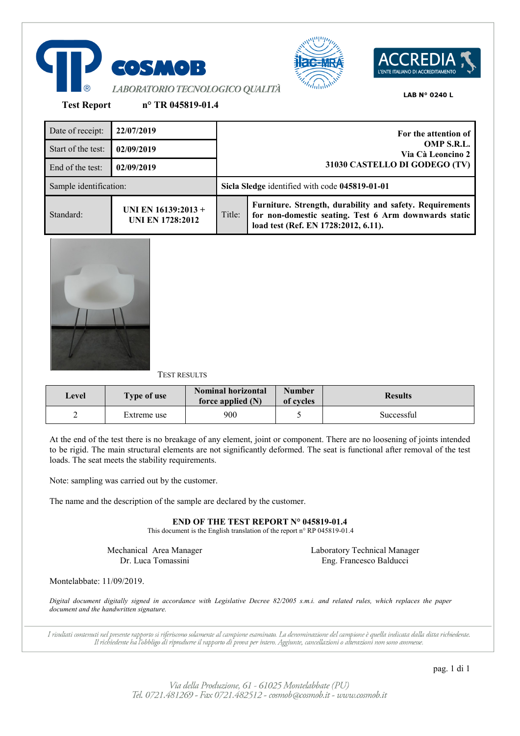COSMOB

*LABORATORIO TECNOLOGICO QUALITÀ*

LAB N° 0240 L

**Test Report** **n° TR 045819-01.4**

| Date of receipt: | **22/07/2019** | **For the attention of OMP S.R.L. Via Cà Leoncino 2 31030 CASTELLO DI GODEGO (TV)** | |
|---|---|---|---|
| Start of the test: | **02/09/2019** | | |
| End of the test: | **02/09/2019** | | |
| Sample identification: | | **Sicla Sledge** identified with code **045819-01-01** | |
| Standard: | **UNI EN 16139:2013 + UNI EN 1728:2012** | Title: | **Furniture. Strength, durability and safety. Requirements for non-domestic seating. Test 6 Arm downwards static load test (Ref. EN 1728:2012, 6.11).** |

TEST RESULTS

| Level | Type of use | Nominal horizontal force applied (N) | Number of cycles | Results |
|---|---|---|---|---|
| 2 | Extreme use | 900 | 5 | Successful |

At the end of the test there is no breakage of any element, joint or component. There are no loosening of joints intended to be rigid. The main structural elements are not significantly deformed. The seat is functional after removal of the test loads. The seat meets the stability requirements.

Note: sampling was carried out by the customer.

The name and the description of the sample are declared by the customer.

**END OF THE TEST REPORT N° 045819-01.4**

This document is the English translation of the report n° RP 045819-01.4

Mechanical Area Manager
Dr. Luca Tomassini

Laboratory Technical Manager
Eng. Francesco Balducci

Montelabbate: 11/09/2019.

*Digital document digitally signed in accordance with Legislative Decree 82/2005 s.m.i. and related rules, which replaces the paper document and the handwritten signature.*

*I risultati contenuti nel presente rapporto si riferiscono solamente al campione esaminato. La denominazione del campione è quella indicata dalla ditta richiedente. Il richiedente ha l'obbligo di riprodurre il rapporto di prova per intero. Aggiunte, cancellazioni o alterazioni non sono ammesse.*

*Via della Produzione, 61 - 61025 Montelabbate (PU)*
*Tel. 0721.481269 - Fax 0721.482512 - cosmob@cosmob.it - www.cosmob.it*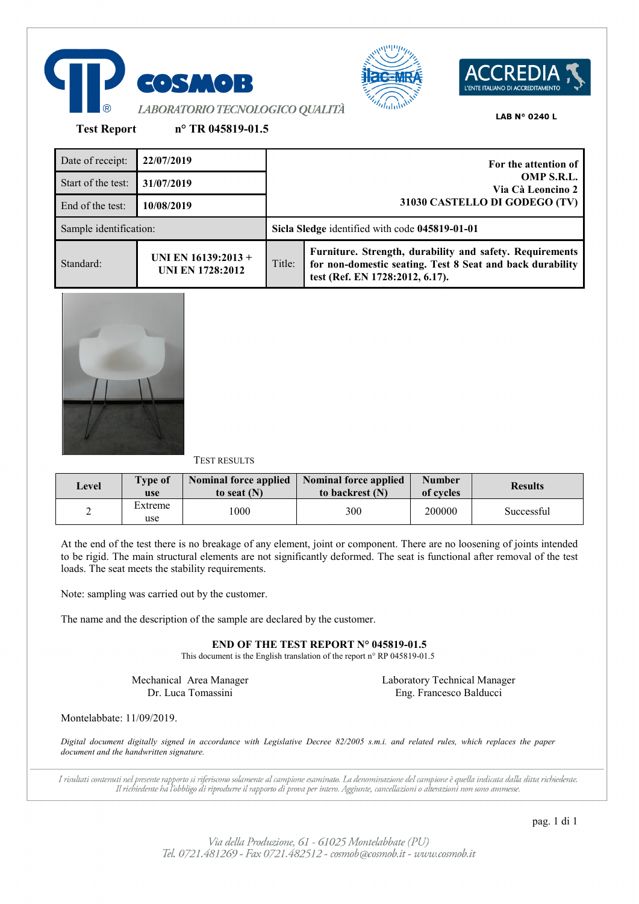COSMOB

LABORATORIO TECNOLOGICO QUALITÀ

LAB N° 0240 L

**Test Report** **n° TR 045819-01.5**

| Date of receipt: | 22/07/2019 | For the attention of OMP S.R.L. Via Cà Leoncino 2 31030 CASTELLO DI GODEGO (TV) | |
|---|---|---|---|
| Start of the test: | 31/07/2019 | | |
| End of the test: | 10/08/2019 | | |
| Sample identification: | | **Sicla Sledge** identified with code **045819-01-01** | |
| Standard: | **UNI EN 16139:2013 + UNI EN 1728:2012** | Title: | **Furniture. Strength, durability and safety. Requirements for non-domestic seating. Test 8 Seat and back durability test (Ref. EN 1728:2012, 6.17).** |

TEST RESULTS

| Level | Type of use | Nominal force applied to seat (N) | Nominal force applied to backrest (N) | Number of cycles | Results |
|---|---|---|---|---|---|
| 2 | Extreme use | 1000 | 300 | 200000 | Successful |

At the end of the test there is no breakage of any element, joint or component. There are no loosening of joints intended to be rigid. The main structural elements are not significantly deformed. The seat is functional after removal of the test loads. The seat meets the stability requirements.

Note: sampling was carried out by the customer.

The name and the description of the sample are declared by the customer.

**END OF THE TEST REPORT N° 045819-01.5**

This document is the English translation of the report n° RP 045819-01.5

Mechanical Area Manager
Dr. Luca Tomassini

Laboratory Technical Manager
Eng. Francesco Balducci

Montelabbate: 11/09/2019.

*Digital document digitally signed in accordance with Legislative Decree 82/2005 s.m.i. and related rules, which replaces the paper document and the handwritten signature.*

*I risultati contenuti nel presente rapporto si riferiscono solamente al campione esaminato. La denominazione del campione è quella indicata dalla ditta richiedente. Il richiedente ha l'obbligo di riprodurre il rapporto di prova per intero. Aggiunte, cancellazioni o alterazioni non sono ammesse.*

*Via della Produzione, 61 - 61025 Montelabbate (PU)*
*Tel. 0721.481269 - Fax 0721.482512 - cosmob@cosmob.it - www.cosmob.it*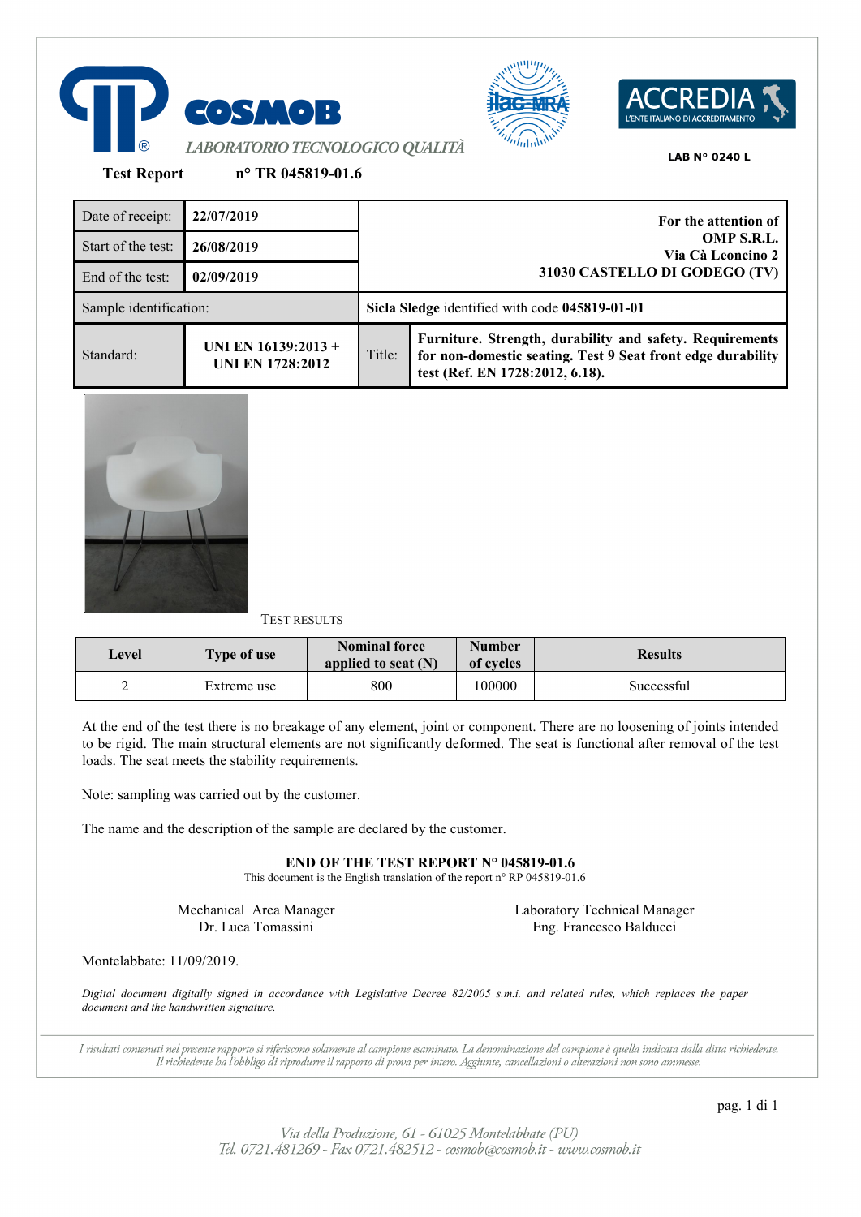COSMOB

*LABORATORIO TECNOLOGICO QUALITÀ*

LAB N° 0240 L

**Test Report n° TR 045819-01.6**

| Date of receipt: | **22/07/2019** | **For the attention of OMP S.R.L. Via Cà Leoncino 2 31030 CASTELLO DI GODEGO (TV)** | |
|---|---|---|---|
| Start of the test: | **26/08/2019** | | |
| End of the test: | **02/09/2019** | | |
| Sample identification: | | **Sicla Sledge** identified with code **045819-01-01** | |
| Standard: | **UNI EN 16139:2013 + UNI EN 1728:2012** | Title: | **Furniture. Strength, durability and safety. Requirements for non-domestic seating. Test 9 Seat front edge durability test (Ref. EN 1728:2012, 6.18).** |

TEST RESULTS

| Level | Type of use | Nominal force applied to seat (N) | Number of cycles | Results |
|---|---|---|---|---|
| 2 | Extreme use | 800 | 100000 | Successful |

At the end of the test there is no breakage of any element, joint or component. There are no loosening of joints intended to be rigid. The main structural elements are not significantly deformed. The seat is functional after removal of the test loads. The seat meets the stability requirements.

Note: sampling was carried out by the customer.

The name and the description of the sample are declared by the customer.

**END OF THE TEST REPORT N° 045819-01.6**

This document is the English translation of the report n° RP 045819-01.6

Mechanical Area Manager
Dr. Luca Tomassini

Laboratory Technical Manager
Eng. Francesco Balducci

Montelabbate: 11/09/2019.

*Digital document digitally signed in accordance with Legislative Decree 82/2005 s.m.i. and related rules, which replaces the paper document and the handwritten signature.*

*I risultati contenuti nel presente rapporto si riferiscono solamente al campione esaminato. La denominazione del campione è quella indicata dalla ditta richiedente. Il richiedente ha l'obbligo di riprodurre il rapporto di prova per intero. Aggiunte, cancellazioni o alterazioni non sono ammesse.*

*Via della Produzione, 61 - 61025 Montelabbate (PU)*
*Tel. 0721.481269 - Fax 0721.482512 - cosmob@cosmob.it - www.cosmob.it*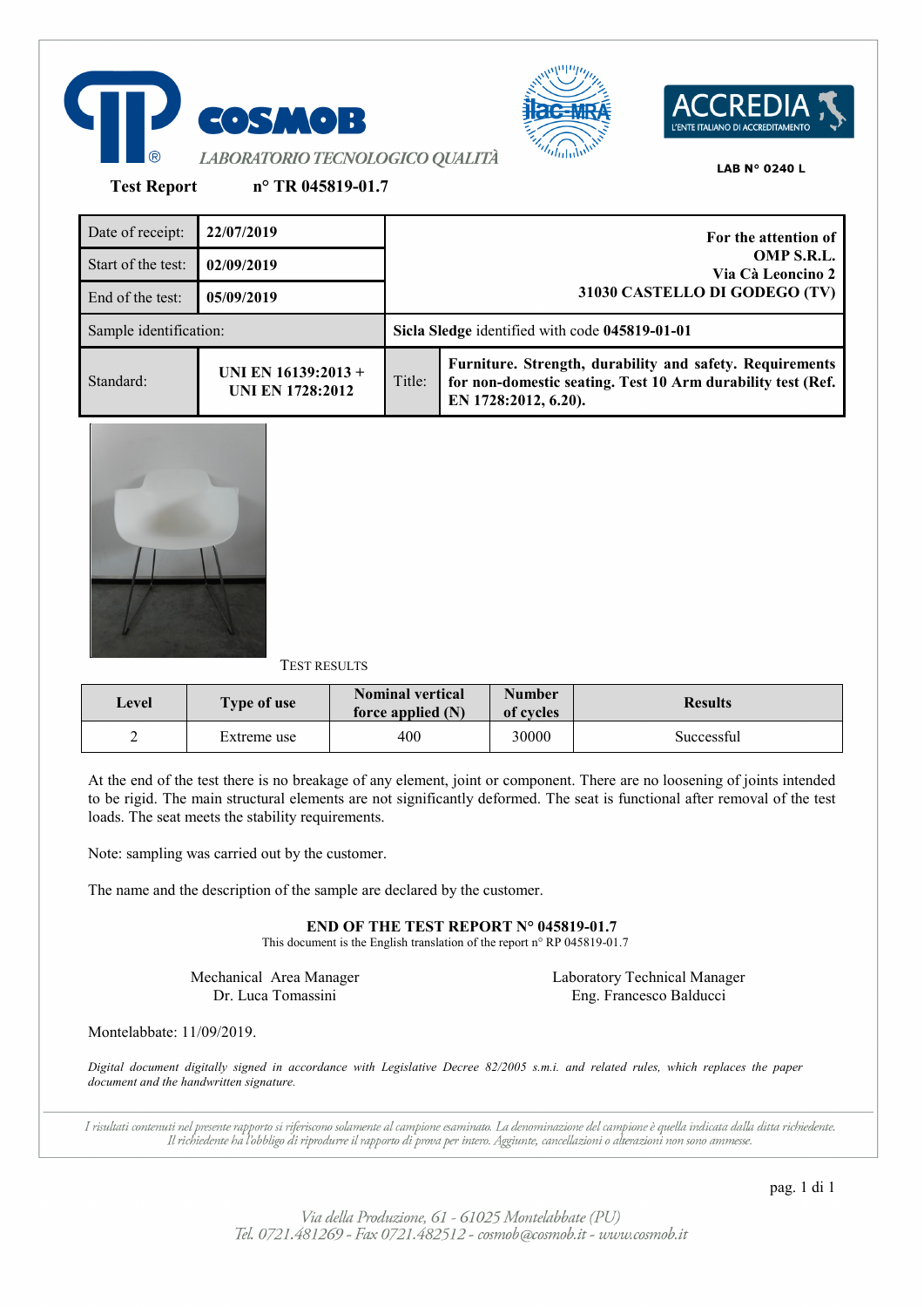**COSMOB**

*LABORATORIO TECNOLOGICO QUALITÀ*

**LAB N° 0240 L**

**Test Report n° TR 045819-01.7**

| Date of receipt: | **22/07/2019** | **For the attention of OMP S.R.L. Via Cà Leoncino 2 31030 CASTELLO DI GODEGO (TV)** | |
|---|---|---|---|
| Start of the test: | **02/09/2019** | | |
| End of the test: | **05/09/2019** | | |
| Sample identification: | | **Sicla Sledge** identified with code **045819-01-01** | |
| Standard: | **UNI EN 16139:2013 + UNI EN 1728:2012** | Title: | **Furniture. Strength, durability and safety. Requirements for non-domestic seating. Test 10 Arm durability test (Ref. EN 1728:2012, 6.20).** |

TEST RESULTS

| Level | Type of use | Nominal vertical force applied (N) | Number of cycles | Results |
|---|---|---|---|---|
| 2 | Extreme use | 400 | 30000 | Successful |

At the end of the test there is no breakage of any element, joint or component. There are no loosening of joints intended to be rigid. The main structural elements are not significantly deformed. The seat is functional after removal of the test loads. The seat meets the stability requirements.

Note: sampling was carried out by the customer.

The name and the description of the sample are declared by the customer.

**END OF THE TEST REPORT N° 045819-01.7**

This document is the English translation of the report n° RP 045819-01.7

Mechanical Area Manager
Dr. Luca Tomassini

Laboratory Technical Manager
Eng. Francesco Balducci

Montelabbate: 11/09/2019.

*Digital document digitally signed in accordance with Legislative Decree 82/2005 s.m.i. and related rules, which replaces the paper document and the handwritten signature.*

*I risultati contenuti nel presente rapporto si riferiscono solamente al campione esaminato. La denominazione del campione è quella indicata dalla ditta richiedente. Il richiedente ha l'obbligo di riprodurre il rapporto di prova per intero. Aggiunte, cancellazioni o alterazioni non sono ammesse.*

*Via della Produzione, 61 - 61025 Montelabbate (PU)*
*Tel. 0721.481269 - Fax 0721.482512 - cosmob@cosmob.it - www.cosmob.it*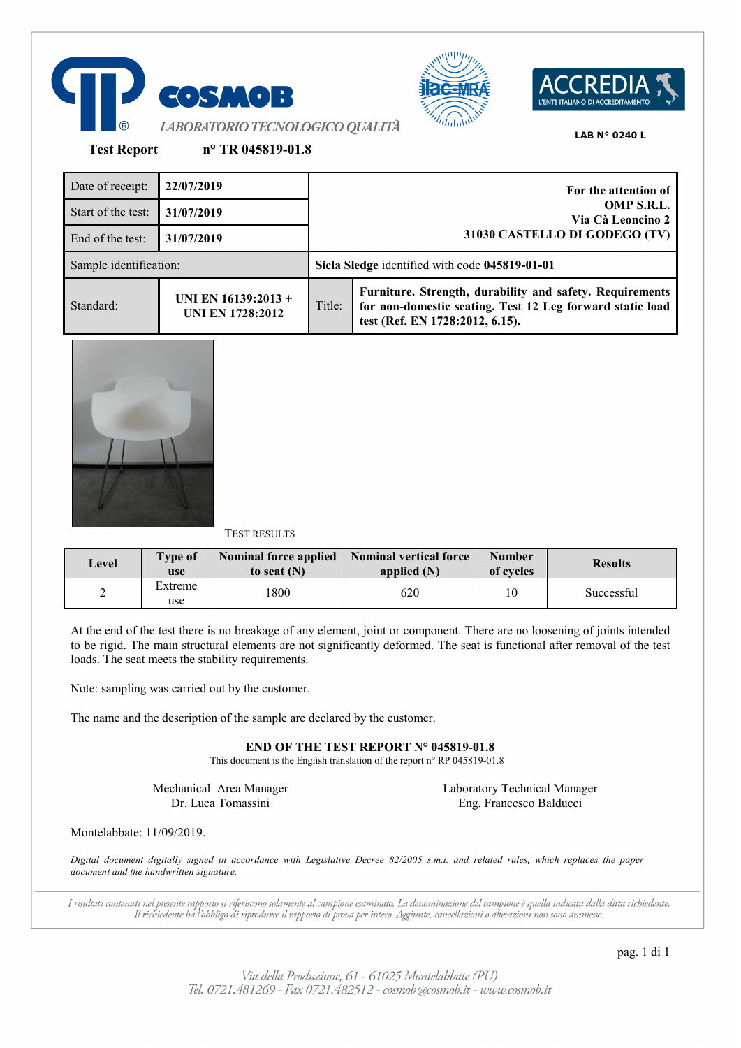COSMOB
*LABORATORIO TECNOLOGICO QUALITÀ*

LAB N° 0240 L

**Test Report** **n° TR 045819-01.8**

| Date of receipt: | **22/07/2019** | **For the attention of OMP S.R.L. Via Cà Leoncino 2 31030 CASTELLO DI GODEGO (TV)** | |
|---|---|---|---|
| Start of the test: | **31/07/2019** | | |
| End of the test: | **31/07/2019** | | |
| Sample identification: | | **Sicla Sledge** identified with code **045819-01-01** | |
| Standard: | **UNI EN 16139:2013 + UNI EN 1728:2012** | Title: | **Furniture. Strength, durability and safety. Requirements for non-domestic seating. Test 12 Leg forward static load test (Ref. EN 1728:2012, 6.15).** |

TEST RESULTS

| Level | Type of use | Nominal force applied to seat (N) | Nominal vertical force applied (N) | Number of cycles | Results |
|---|---|---|---|---|---|
| 2 | Extreme use | 1800 | 620 | 10 | Successful |

At the end of the test there is no breakage of any element, joint or component. There are no loosening of joints intended to be rigid. The main structural elements are not significantly deformed. The seat is functional after removal of the test loads. The seat meets the stability requirements.

Note: sampling was carried out by the customer.

The name and the description of the sample are declared by the customer.

**END OF THE TEST REPORT N° 045819-01.8**

This document is the English translation of the report n° RP 045819-01.8

Mechanical Area Manager
Dr. Luca Tomassini

Laboratory Technical Manager
Eng. Francesco Balducci

Montelabbate: 11/09/2019.

*Digital document digitally signed in accordance with Legislative Decree 82/2005 s.m.i. and related rules, which replaces the paper document and the handwritten signature.*

*I risultati contenuti nel presente rapporto si riferiscono solamente al campione esaminato. La denominazione del campione è quella indicata dalla ditta richiedente. Il richiedente ha l'obbligo di riprodurre il rapporto di prova per intero. Aggiunte, cancellazioni o alterazioni non sono ammesse.*

*Via della Produzione, 61 - 61025 Montelabbate (PU)*
*Tel. 0721.481269 - Fax 0721.482512 - cosmob@cosmob.it - www.cosmob.it*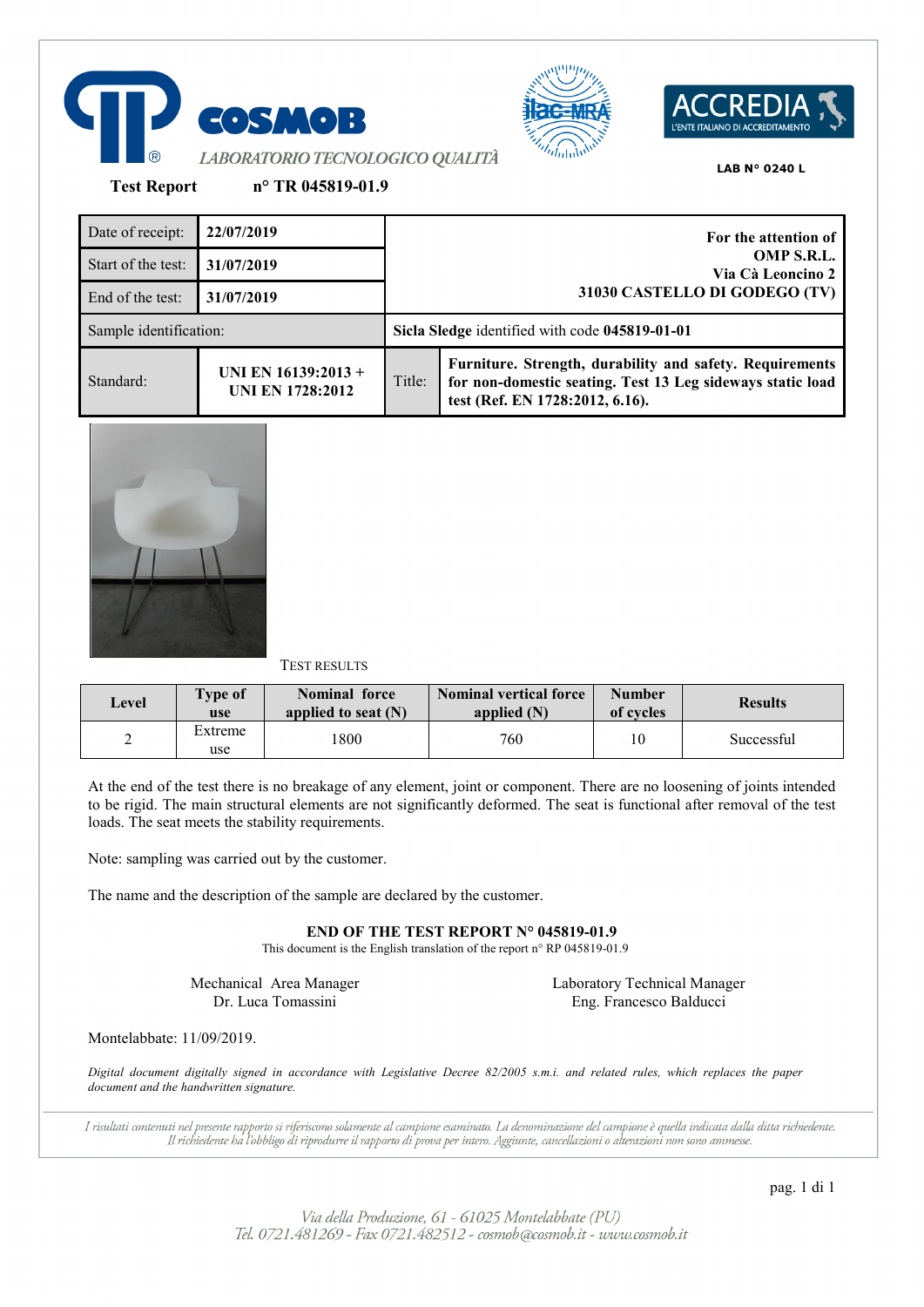COSMOB

*LABORATORIO TECNOLOGICO QUALITÀ*

LAB N° 0240 L

**Test Report** **n° TR 045819-01.9**

| Date of receipt: | **22/07/2019** | **For the attention of OMP S.R.L. Via Cà Leoncino 2 31030 CASTELLO DI GODEGO (TV)** | |
|---|---|---|---|
| Start of the test: | **31/07/2019** | | |
| End of the test: | **31/07/2019** | | |
| Sample identification: | | **Sicla Sledge** identified with code **045819-01-01** | |
| Standard: | **UNI EN 16139:2013 + UNI EN 1728:2012** | Title: | **Furniture. Strength, durability and safety. Requirements for non-domestic seating. Test 13 Leg sideways static load test (Ref. EN 1728:2012, 6.16).** |

TEST RESULTS

| Level | Type of use | Nominal force applied to seat (N) | Nominal vertical force applied (N) | Number of cycles | Results |
|---|---|---|---|---|---|
| 2 | Extreme use | 1800 | 760 | 10 | Successful |

At the end of the test there is no breakage of any element, joint or component. There are no loosening of joints intended to be rigid. The main structural elements are not significantly deformed. The seat is functional after removal of the test loads. The seat meets the stability requirements.

Note: sampling was carried out by the customer.

The name and the description of the sample are declared by the customer.

**END OF THE TEST REPORT N° 045819-01.9**

This document is the English translation of the report n° RP 045819-01.9

Mechanical Area Manager
Dr. Luca Tomassini

Laboratory Technical Manager
Eng. Francesco Balducci

Montelabbate: 11/09/2019.

*Digital document digitally signed in accordance with Legislative Decree 82/2005 s.m.i. and related rules, which replaces the paper document and the handwritten signature.*

*I risultati contenuti nel presente rapporto si riferiscono solamente al campione esaminato. La denominazione del campione è quella indicata dalla ditta richiedente. Il richiedente ha l'obbligo di riprodurre il rapporto di prova per intero. Aggiunte, cancellazioni o alterazioni non sono ammesse.*

*Via della Produzione, 61 - 61025 Montelabbate (PU)*
*Tel. 0721.481269 - Fax 0721.482512 - cosmob@cosmob.it - www.cosmob.it*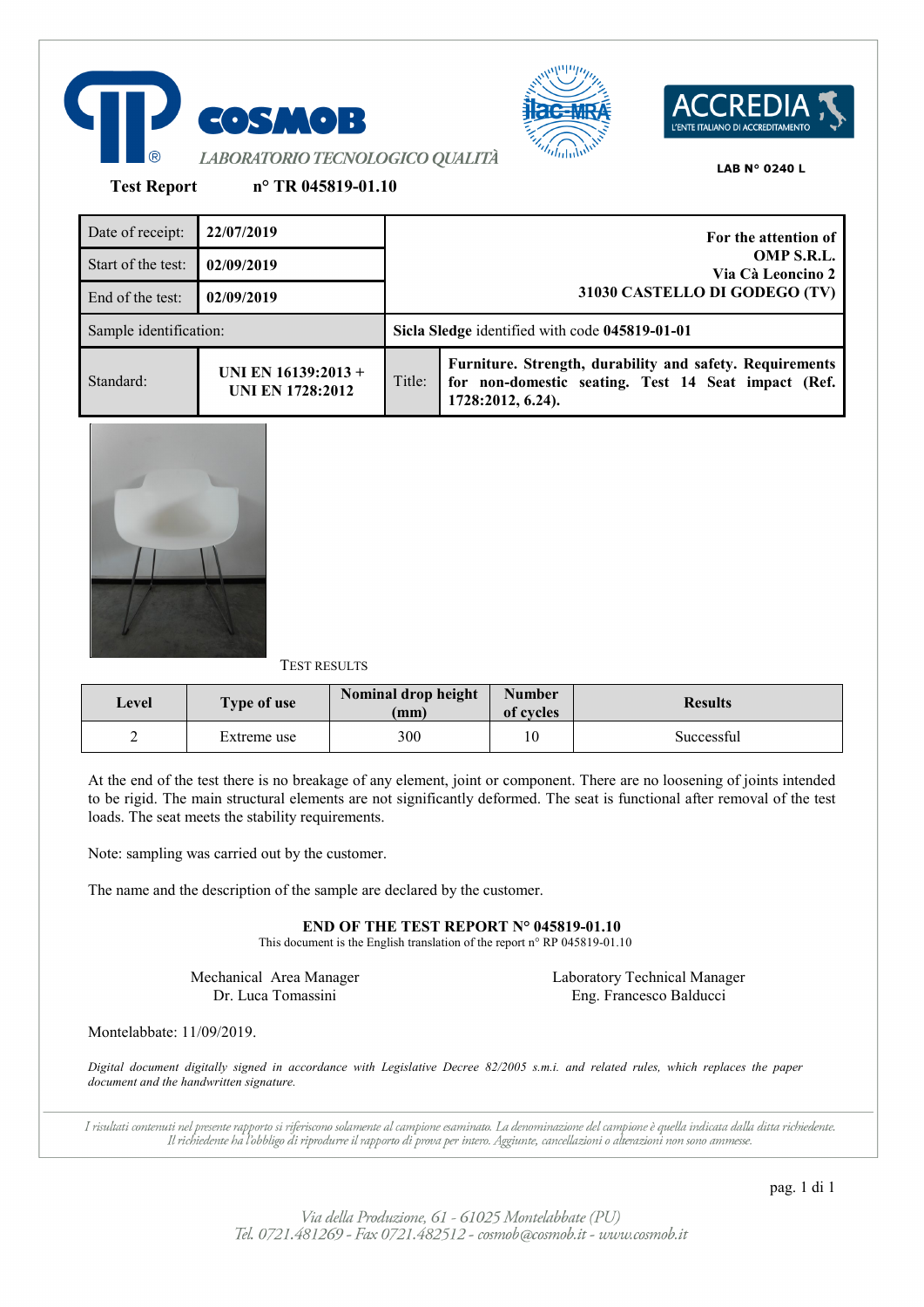**COSMOB**

*LABORATORIO TECNOLOGICO QUALITÀ*

LAB N° 0240 L

**Test Report** **n° TR 045819-01.10**

| Date of receipt: | **22/07/2019** | **For the attention of OMP S.R.L. Via Cà Leoncino 2 31030 CASTELLO DI GODEGO (TV)** | |
|---|---|---|---|
| Start of the test: | **02/09/2019** | | |
| End of the test: | **02/09/2019** | | |
| Sample identification: | | **Sicla Sledge** identified with code **045819-01-01** | |
| Standard: | **UNI EN 16139:2013 + UNI EN 1728:2012** | Title: | **Furniture. Strength, durability and safety. Requirements for non-domestic seating. Test 14 Seat impact (Ref. 1728:2012, 6.24).** |

TEST RESULTS

| Level | Type of use | Nominal drop height (mm) | Number of cycles | Results |
|---|---|---|---|---|
| 2 | Extreme use | 300 | 10 | Successful |

At the end of the test there is no breakage of any element, joint or component. There are no loosening of joints intended to be rigid. The main structural elements are not significantly deformed. The seat is functional after removal of the test loads. The seat meets the stability requirements.

Note: sampling was carried out by the customer.

The name and the description of the sample are declared by the customer.

**END OF THE TEST REPORT N° 045819-01.10**

This document is the English translation of the report n° RP 045819-01.10

Mechanical Area Manager
Dr. Luca Tomassini

Laboratory Technical Manager
Eng. Francesco Balducci

Montelabbate: 11/09/2019.

*Digital document digitally signed in accordance with Legislative Decree 82/2005 s.m.i. and related rules, which replaces the paper document and the handwritten signature.*

*I risultati contenuti nel presente rapporto si riferiscono solamente al campione esaminato. La denominazione del campione è quella indicata dalla ditta richiedente. Il richiedente ha l'obbligo di riprodurre il rapporto di prova per intero. Aggiunte, cancellazioni o alterazioni non sono ammesse.*

*Via della Produzione, 61 - 61025 Montelabbate (PU)*
*Tel. 0721.481269 - Fax 0721.482512 - cosmob@cosmob.it - www.cosmob.it*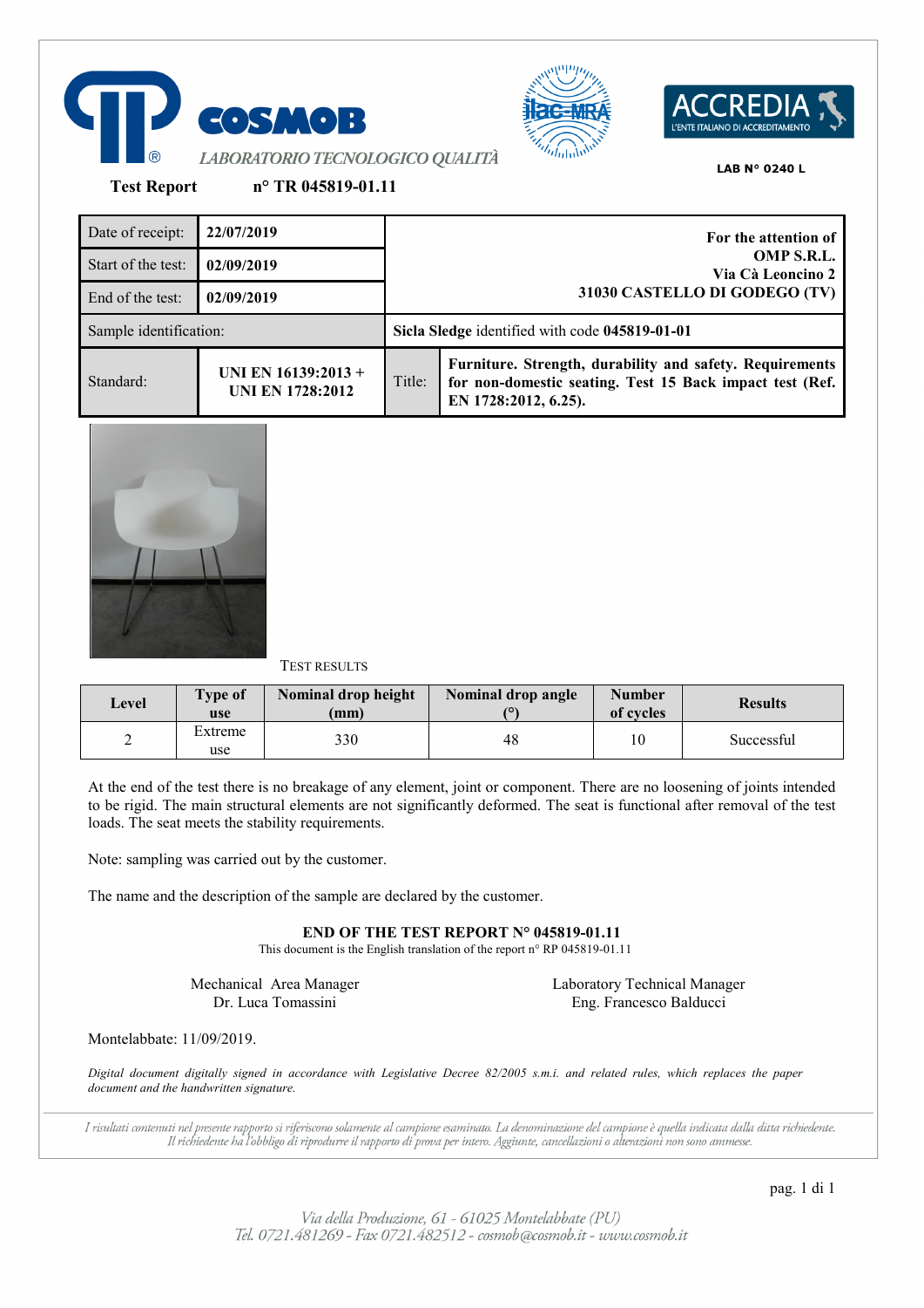COSMOB

*LABORATORIO TECNOLOGICO QUALITÀ*

LAB N° 0240 L

**Test Report** **n° TR 045819-01.11**

| | | | |
|---|---|---|---|
| Date of receipt: | **22/07/2019** | **For the attention of OMP S.R.L. Via Cà Leoncino 2 31030 CASTELLO DI GODEGO (TV)** | |
| Start of the test: | **02/09/2019** | | |
| End of the test: | **02/09/2019** | | |
| Sample identification: | | **Sicla Sledge** identified with code **045819-01-01** | |
| Standard: | **UNI EN 16139:2013 + UNI EN 1728:2012** | Title: | **Furniture. Strength, durability and safety. Requirements for non-domestic seating. Test 15 Back impact test (Ref. EN 1728:2012, 6.25).** |

TEST RESULTS

| Level | Type of use | Nominal drop height (mm) | Nominal drop angle (°) | Number of cycles | Results |
|---|---|---|---|---|---|
| 2 | Extreme use | 330 | 48 | 10 | Successful |

At the end of the test there is no breakage of any element, joint or component. There are no loosening of joints intended to be rigid. The main structural elements are not significantly deformed. The seat is functional after removal of the test loads. The seat meets the stability requirements.

Note: sampling was carried out by the customer.

The name and the description of the sample are declared by the customer.

**END OF THE TEST REPORT N° 045819-01.11**

This document is the English translation of the report n° RP 045819-01.11

Mechanical Area Manager
Dr. Luca Tomassini

Laboratory Technical Manager
Eng. Francesco Balducci

Montelabbate: 11/09/2019.

*Digital document digitally signed in accordance with Legislative Decree 82/2005 s.m.i. and related rules, which replaces the paper document and the handwritten signature.*

*I risultati contenuti nel presente rapporto si riferiscono solamente al campione esaminato. La denominazione del campione è quella indicata dalla ditta richiedente. Il richiedente ha l'obbligo di riprodurre il rapporto di prova per intero. Aggiunte, cancellazioni o alterazioni non sono ammesse.*

*Via della Produzione, 61 - 61025 Montelabbate (PU)*
*Tel. 0721.481269 - Fax 0721.482512 - cosmob@cosmob.it - www.cosmob.it*